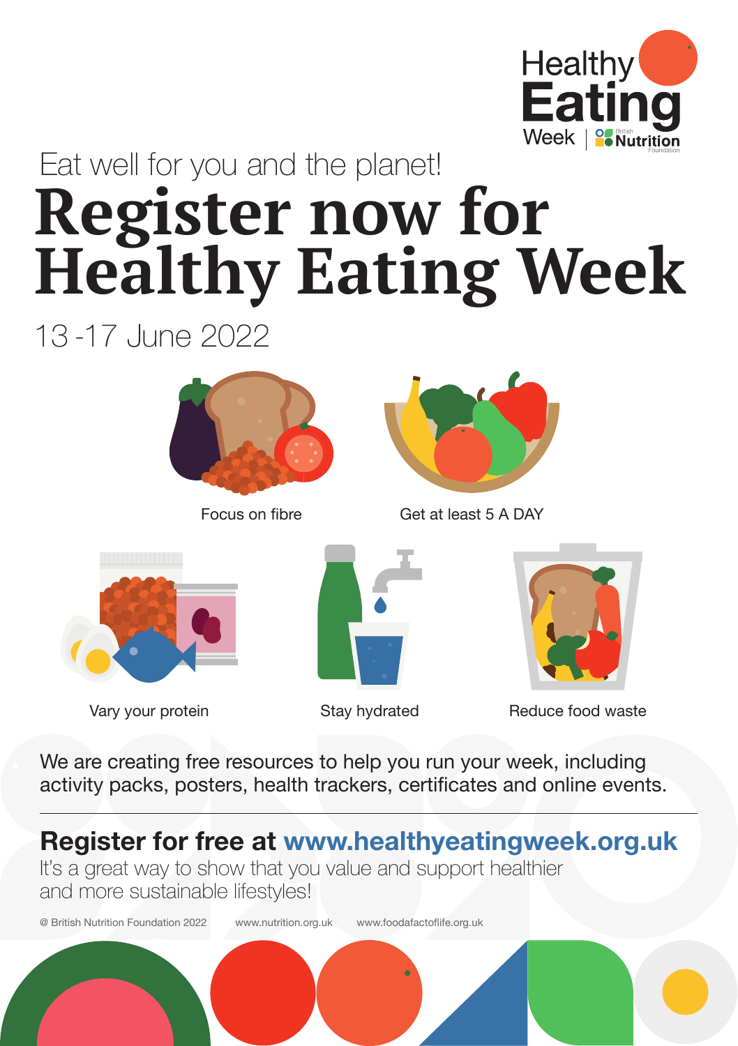Healthy Eating Week | British Nutrition Foundation

Eat well for you and the planet!

# Register now for Healthy Eating Week

13 -17 June 2022

Focus on fibre

Get at least 5 A DAY

Vary your protein

Stay hydrated

Reduce food waste

We are creating free resources to help you run your week, including activity packs, posters, health trackers, certificates and online events.

## Register for free at www.healthyeatingweek.org.uk

It's a great way to show that you value and support healthier and more sustainable lifestyles!

@ British Nutrition Foundation 2022 www.nutrition.org.uk www.foodafactoflife.org.uk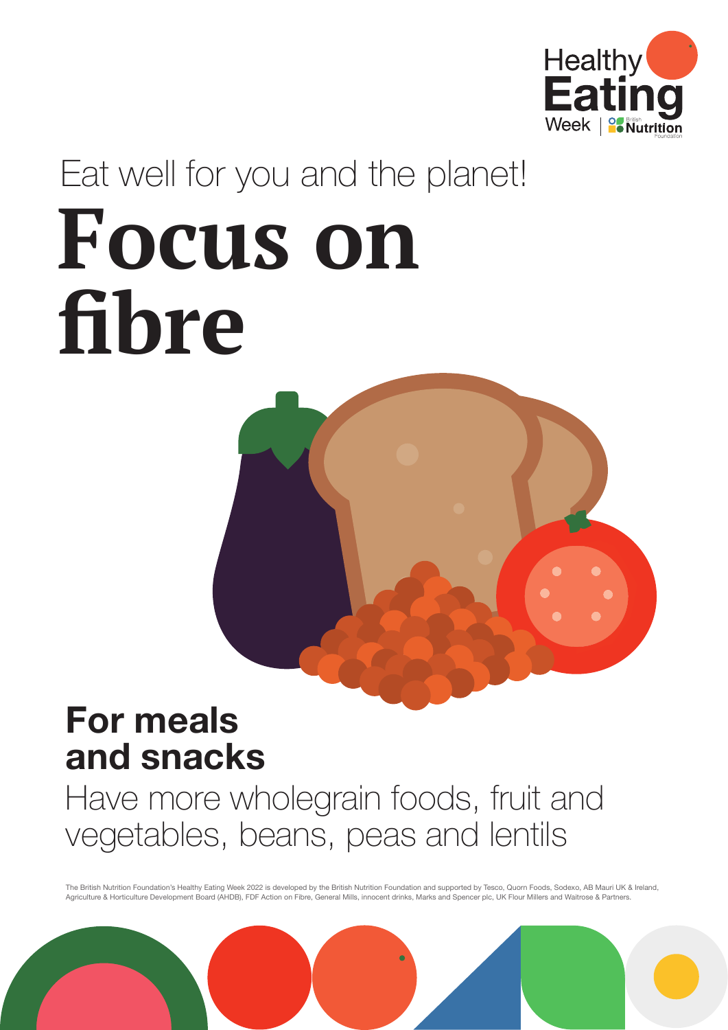Healthy Eating Week | British Nutrition Foundation

Eat well for you and the planet!

# Focus on fibre

## For meals and snacks

Have more wholegrain foods, fruit and vegetables, beans, peas and lentils

The British Nutrition Foundation's Healthy Eating Week 2022 is developed by the British Nutrition Foundation and supported by Tesco, Quorn Foods, Sodexo, AB Mauri UK & Ireland, Agriculture & Horticulture Development Board (AHDB), FDF Action on Fibre, General Mills, innocent drinks, Marks and Spencer plc, UK Flour Millers and Waitrose & Partners.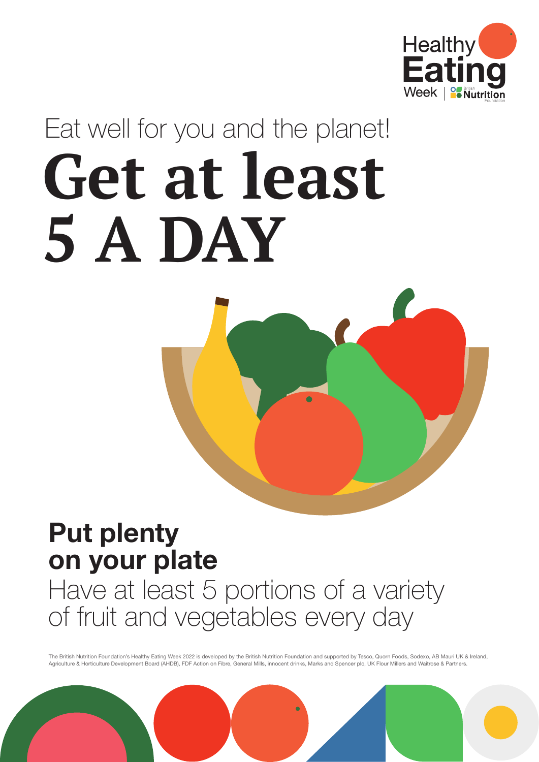Healthy Eating Week | British Nutrition Foundation

Eat well for you and the planet!

# Get at least 5 A DAY

## Put plenty on your plate

Have at least 5 portions of a variety of fruit and vegetables every day

The British Nutrition Foundation's Healthy Eating Week 2022 is developed by the British Nutrition Foundation and supported by Tesco, Quorn Foods, Sodexo, AB Mauri UK & Ireland, Agriculture & Horticulture Development Board (AHDB), FDF Action on Fibre, General Mills, innocent drinks, Marks and Spencer plc, UK Flour Millers and Waitrose & Partners.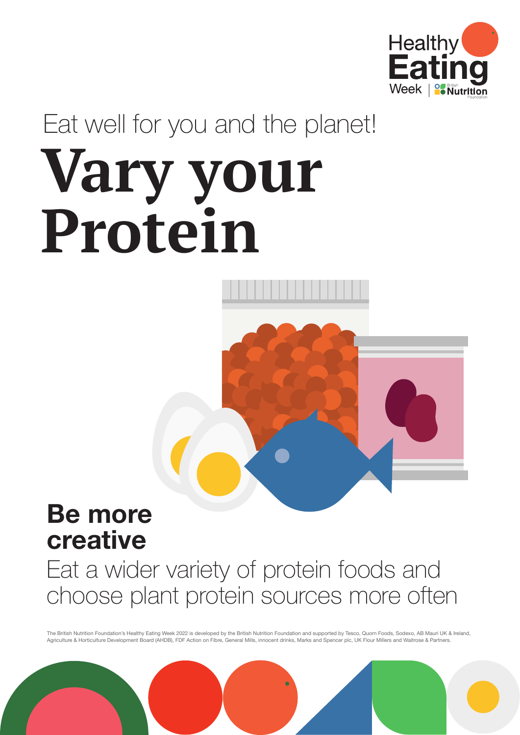Healthy Eating Week | British Nutrition Foundation

Eat well for you and the planet!

# Vary your Protein

## Be more creative

Eat a wider variety of protein foods and choose plant protein sources more often

The British Nutrition Foundation's Healthy Eating Week 2022 is developed by the British Nutrition Foundation and supported by Tesco, Quorn Foods, Sodexo, AB Mauri UK & Ireland, Agriculture & Horticulture Development Board (AHDB), FDF Action on Fibre, General Mills, innocent drinks, Marks and Spencer plc, UK Flour Millers and Waitrose & Partners.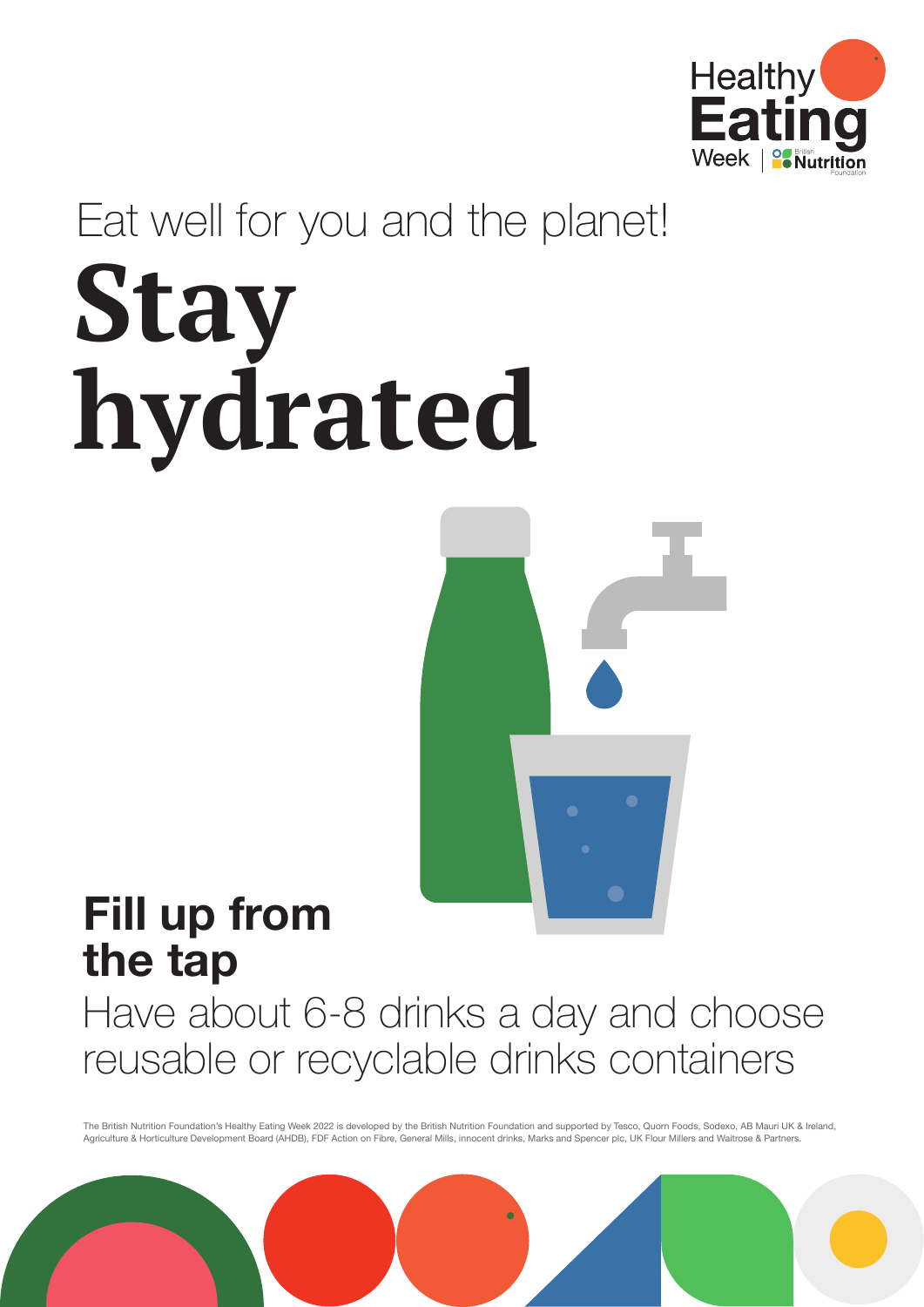Healthy Eating Week | British Nutrition Foundation

Eat well for you and the planet!

# Stay hydrated

## Fill up from the tap

Have about 6-8 drinks a day and choose reusable or recyclable drinks containers

The British Nutrition Foundation's Healthy Eating Week 2022 is developed by the British Nutrition Foundation and supported by Tesco, Quorn Foods, Sodexo, AB Mauri UK & Ireland, Agriculture & Horticulture Development Board (AHDB), FDF Action on Fibre, General Mills, innocent drinks, Marks and Spencer plc, UK Flour Millers and Waitrose & Partners.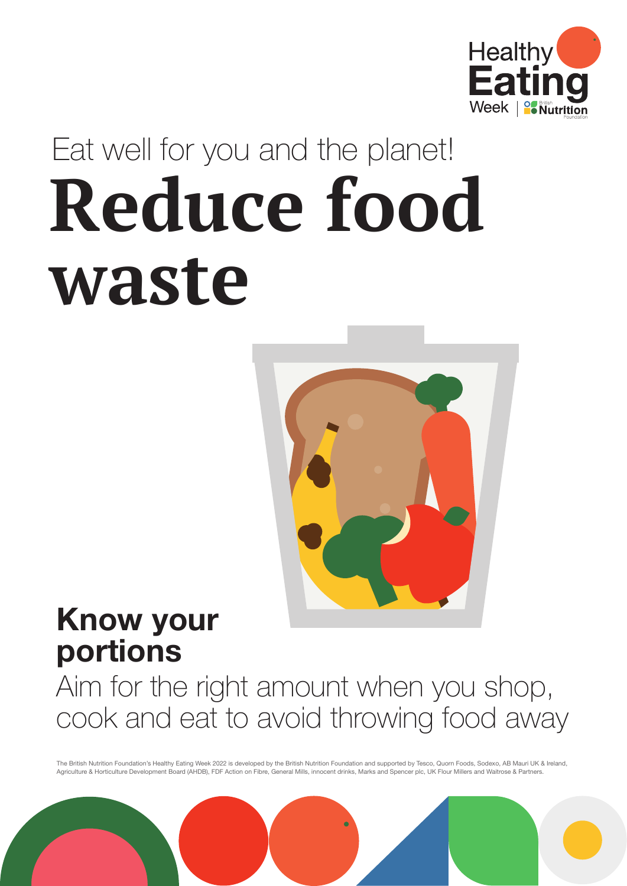Healthy Eating Week | British Nutrition Foundation

Eat well for you and the planet!

# Reduce food waste

## Know your portions

Aim for the right amount when you shop, cook and eat to avoid throwing food away

The British Nutrition Foundation's Healthy Eating Week 2022 is developed by the British Nutrition Foundation and supported by Tesco, Quorn Foods, Sodexo, AB Mauri UK & Ireland, Agriculture & Horticulture Development Board (AHDB), FDF Action on Fibre, General Mills, innocent drinks, Marks and Spencer plc, UK Flour Millers and Waitrose & Partners.